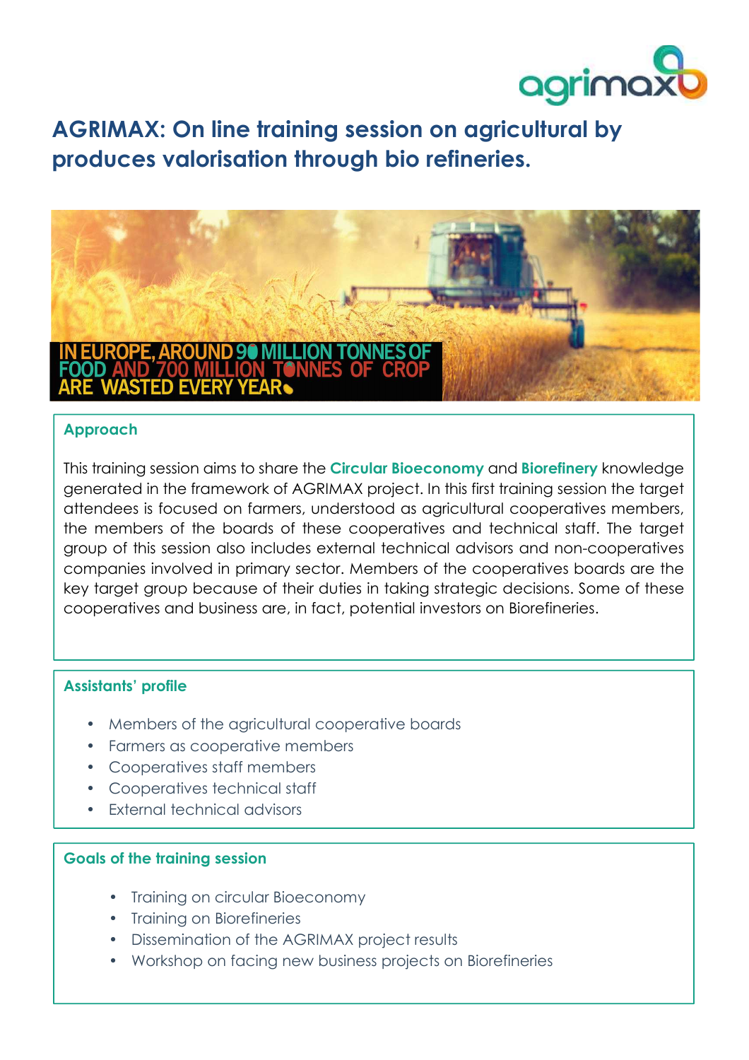# AGRIMAX: On line training session on agricultural by produces valorisation through bio refineries.

IN EUROPE, AROUND 90 MILLION TONNES OF FOOD AND 700 MILLION TONNES OF CROP ARE WASTED EVERY YEAR.

## Approach

This training session aims to share the **Circular Bioeconomy** and **Biorefinery** knowledge generated in the framework of AGRIMAX project. In this first training session the target attendees is focused on farmers, understood as agricultural cooperatives members, the members of the boards of these cooperatives and technical staff. The target group of this session also includes external technical advisors and non-cooperatives companies involved in primary sector. Members of the cooperatives boards are the key target group because of their duties in taking strategic decisions. Some of these cooperatives and business are, in fact, potential investors on Biorefineries.

## Assistants' profile

- Members of the agricultural cooperative boards
- Farmers as cooperative members
- Cooperatives staff members
- Cooperatives technical staff
- External technical advisors

## Goals of the training session

- Training on circular Bioeconomy
- Training on Biorefineries
- Dissemination of the AGRIMAX project results
- Workshop on facing new business projects on Biorefineries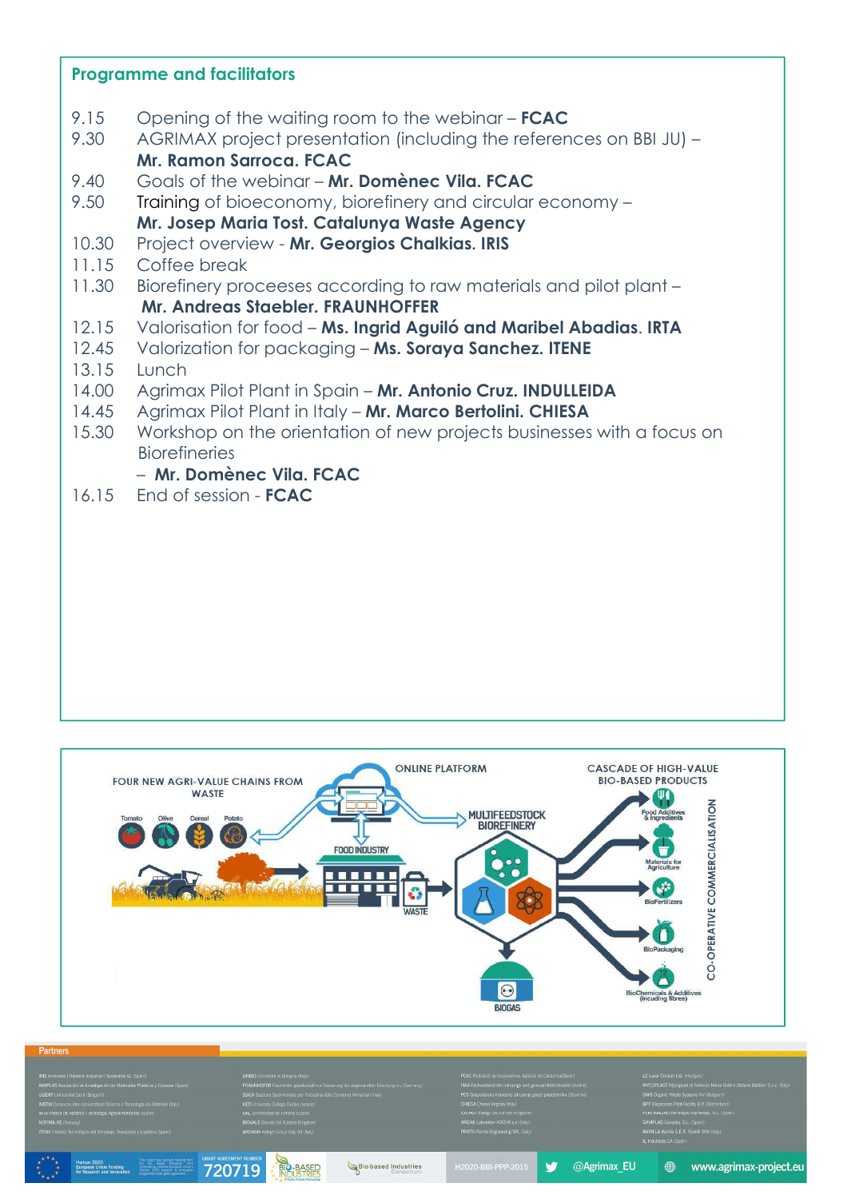## Programme and facilitators

9.15 Opening of the waiting room to the webinar – **FCAC**

9.30 AGRIMAX project presentation (including the references on BBI JU) – **Mr. Ramon Sarroca. FCAC**

9.40 Goals of the webinar – **Mr. Domènec Vila. FCAC**

9.50 Training of bioeconomy, biorefinery and circular economy – **Mr. Josep Maria Tost. Catalunya Waste Agency**

10.30 Project overview - **Mr. Georgios Chalkias. IRIS**

11.15 Coffee break

11.30 Biorefinery proceeses according to raw materials and pilot plant – **Mr. Andreas Staebler. FRAUNHOFFER**

12.15 Valorisation for food – **Ms. Ingrid Aguiló and Maribel Abadias. IRTA**

12.45 Valorization for packaging – **Ms. Soraya Sanchez. ITENE**

13.15 Lunch

14.00 Agrimax Pilot Plant in Spain – **Mr. Antonio Cruz. INDULLEIDA**

14.45 Agrimax Pilot Plant in Italy – **Mr. Marco Bertolini. CHIESA**

15.30 Workshop on the orientation of new projects businesses with a focus on Biorefineries – **Mr. Domènec Vila. FCAC**

16.15 End of session - **FCAC**

FOUR NEW AGRI-VALUE CHAINS FROM WASTE

Tomato
Olive
Cereal
Potato

ONLINE PLATFORM

FOOD INDUSTRY

WASTE

MULTIFEEDSTOCK BIOREFINERY

BIOGAS

CASCADE OF HIGH-VALUE BIO-BASED PRODUCTS

Food Additives & Ingredients
Materials for Agriculture
BioFertilizers
BioPackaging
BioChemicals & Additives (incuding fibres)

CO-OPERATIVE COMMERCIALISATION

Partners

Horizon 2020 European Union Funding for Research and Innovation

GRANT AGREEMENT NUMBER 720719

BIO-BASED INDUSTRIES

Bio based Industries Consortium

H2020-BBI-PPP-2015

@Agrimax_EU

www.agrimax-project.eu